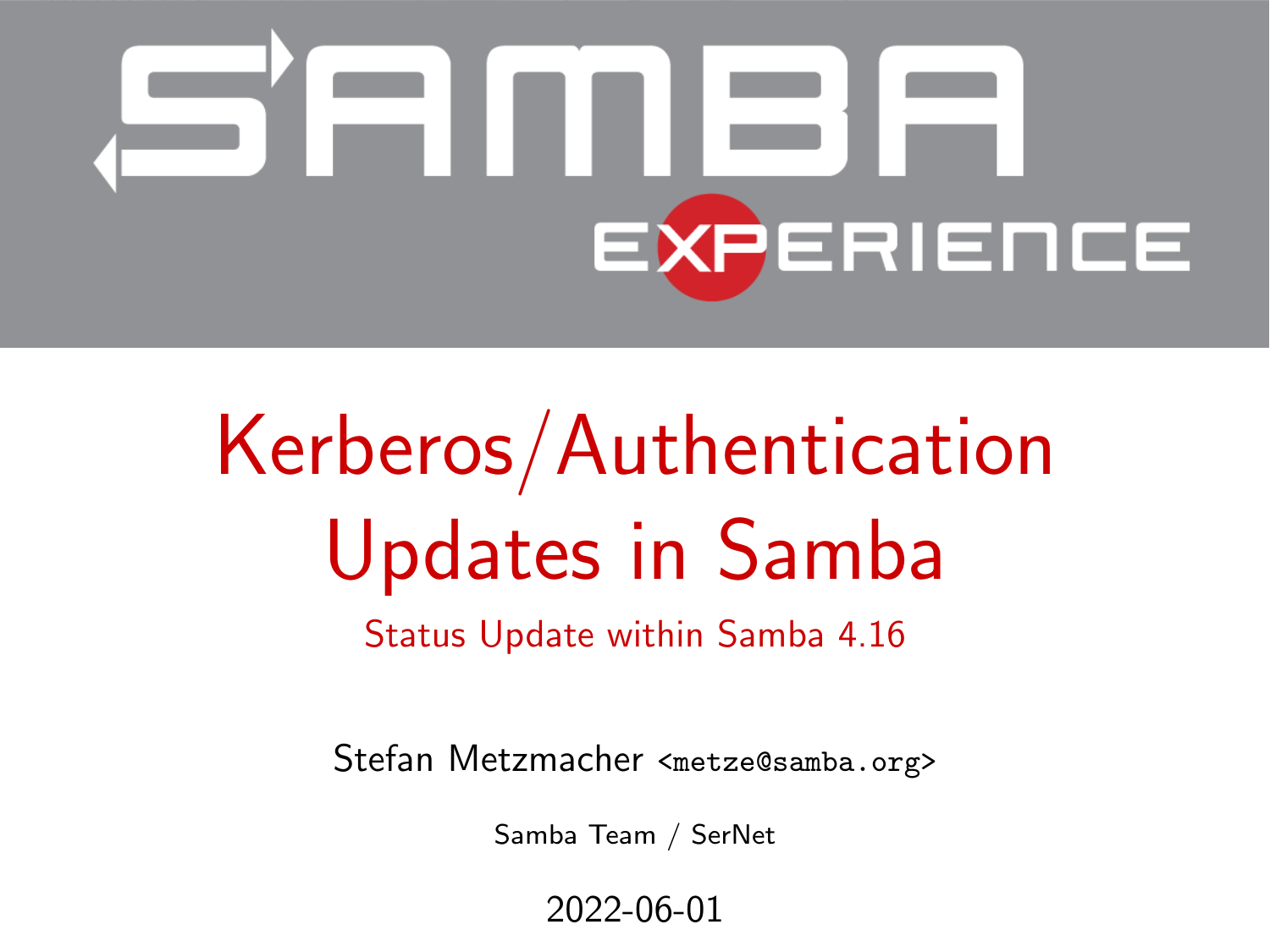# Kerberos/Authentication Updates in Samba

## Status Update within Samba 4.16

Stefan Metzmacher <metze@samba.org>

Samba Team / SerNet

2022-06-01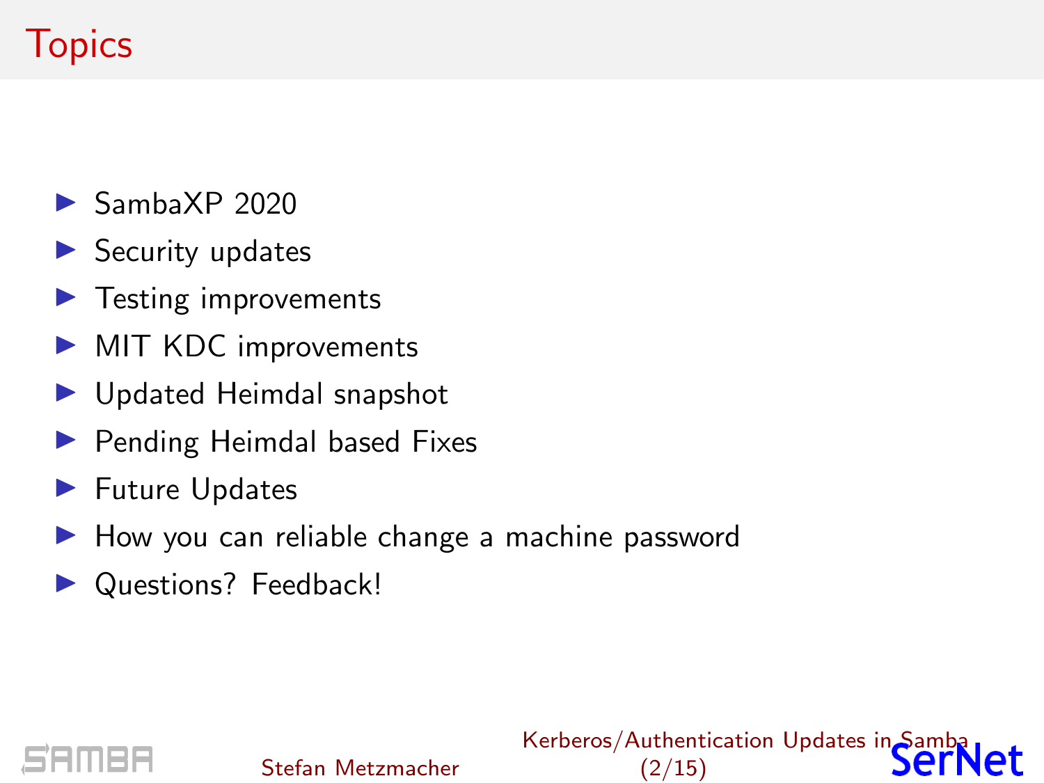# Topics

- SambaXP 2020
- Security updates
- Testing improvements
- MIT KDC improvements
- Updated Heimdal snapshot
- Pending Heimdal based Fixes
- Future Updates
- How you can reliable change a machine password
- Questions? Feedback!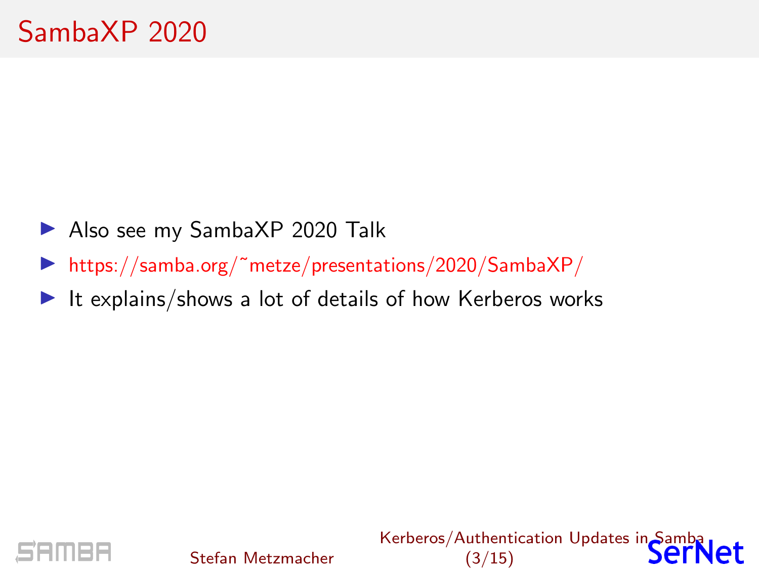# SambaXP 2020

- Also see my SambaXP 2020 Talk
- https://samba.org/~metze/presentations/2020/SambaXP/
- It explains/shows a lot of details of how Kerberos works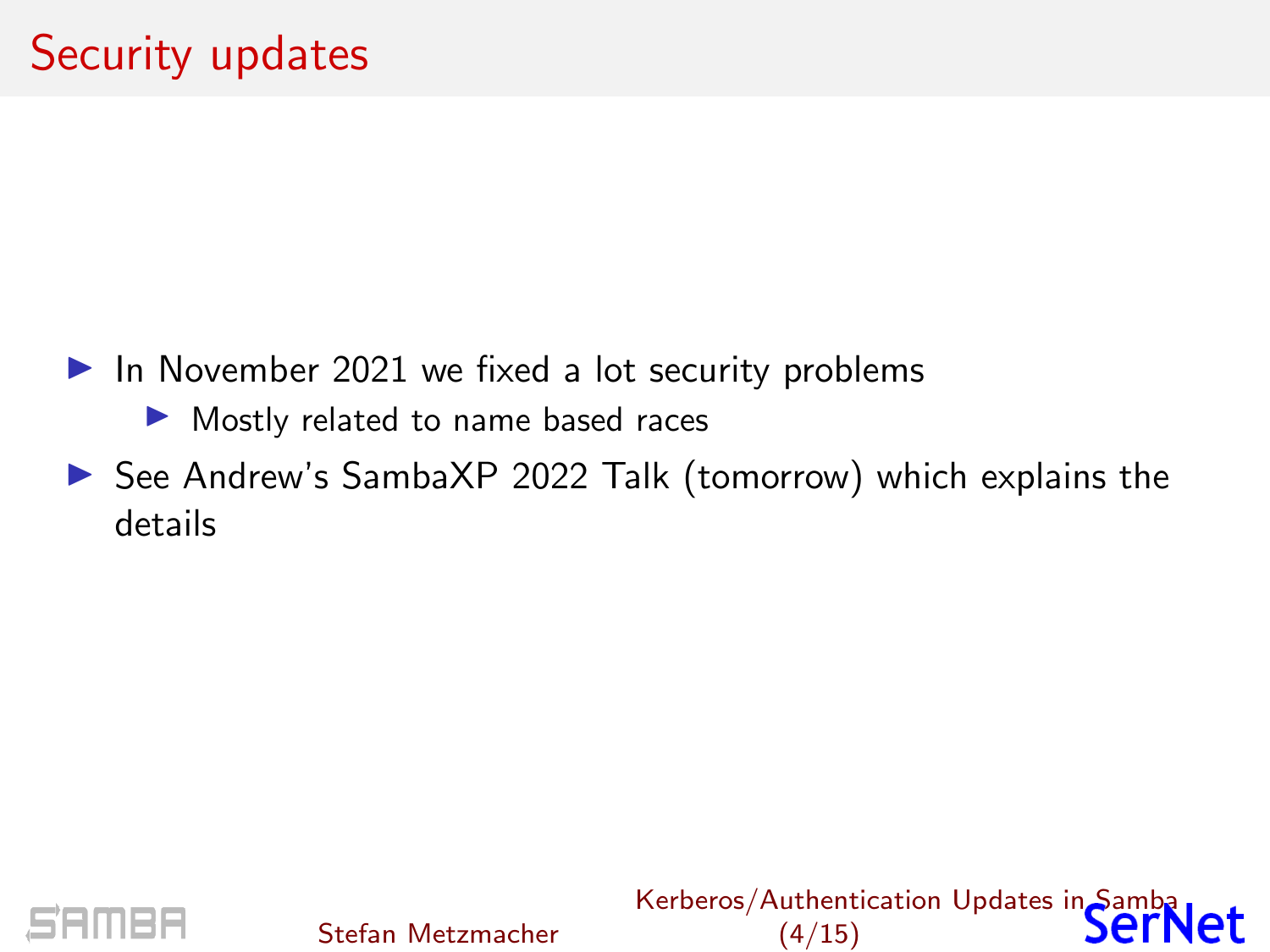# Security updates

- In November 2021 we fixed a lot security problems
  - Mostly related to name based races
- See Andrew's SambaXP 2022 Talk (tomorrow) which explains the details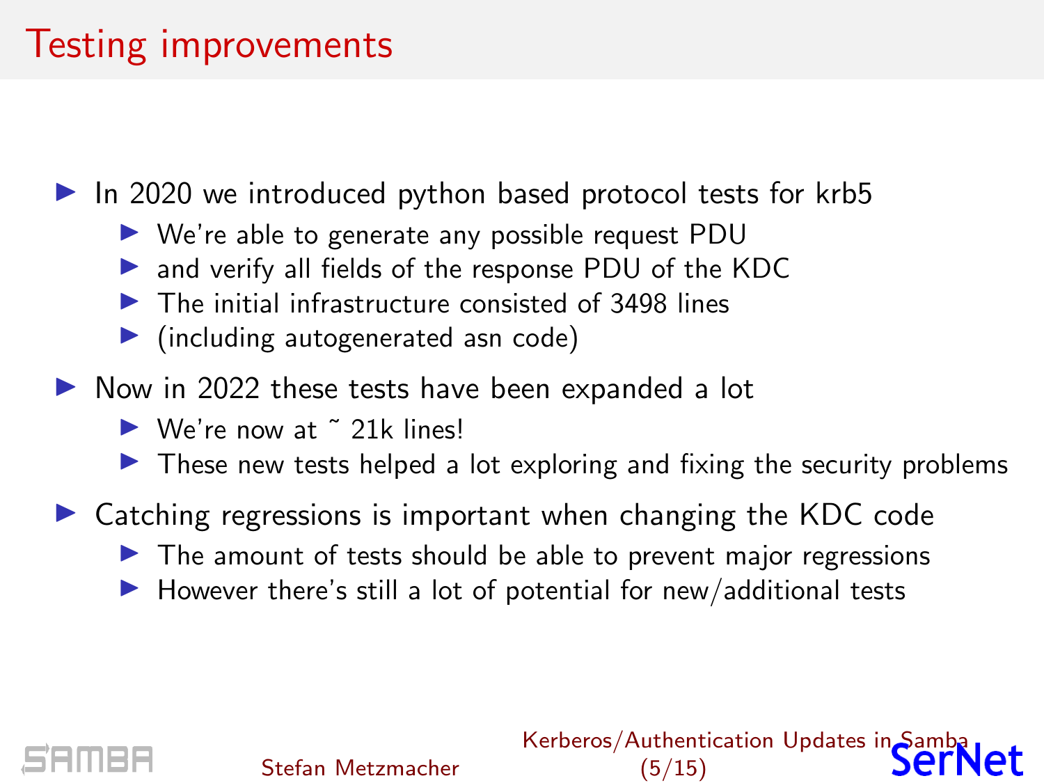# Testing improvements

- In 2020 we introduced python based protocol tests for krb5
  - We're able to generate any possible request PDU
  - and verify all fields of the response PDU of the KDC
  - The initial infrastructure consisted of 3498 lines
  - (including autogenerated asn code)
- Now in 2022 these tests have been expanded a lot
  - We're now at ~ 21k lines!
  - These new tests helped a lot exploring and fixing the security problems
- Catching regressions is important when changing the KDC code
  - The amount of tests should be able to prevent major regressions
  - However there's still a lot of potential for new/additional tests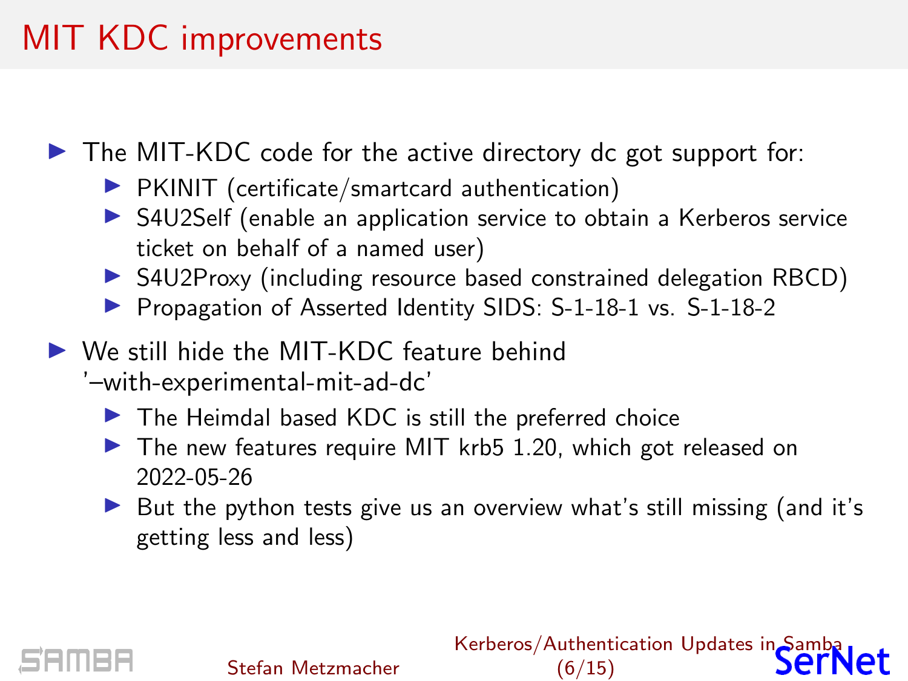# MIT KDC improvements

- The MIT-KDC code for the active directory dc got support for:
  - PKINIT (certificate/smartcard authentication)
  - S4U2Self (enable an application service to obtain a Kerberos service ticket on behalf of a named user)
  - S4U2Proxy (including resource based constrained delegation RBCD)
  - Propagation of Asserted Identity SIDS: S-1-18-1 vs. S-1-18-2
- We still hide the MIT-KDC feature behind '–with-experimental-mit-ad-dc'
  - The Heimdal based KDC is still the preferred choice
  - The new features require MIT krb5 1.20, which got released on 2022-05-26
  - But the python tests give us an overview what's still missing (and it's getting less and less)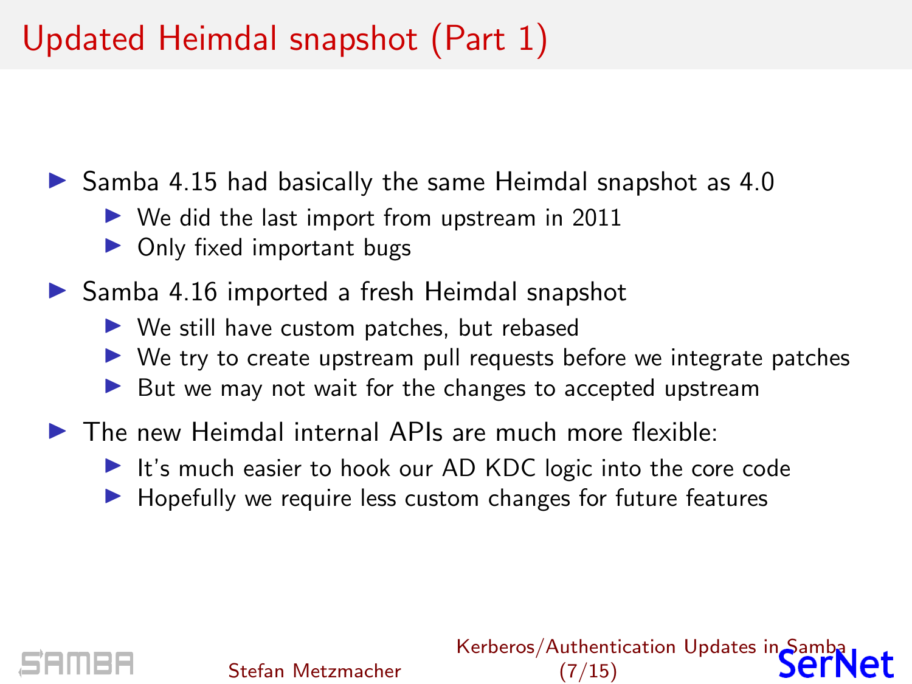# Updated Heimdal snapshot (Part 1)

- Samba 4.15 had basically the same Heimdal snapshot as 4.0
  - We did the last import from upstream in 2011
  - Only fixed important bugs
- Samba 4.16 imported a fresh Heimdal snapshot
  - We still have custom patches, but rebased
  - We try to create upstream pull requests before we integrate patches
  - But we may not wait for the changes to accepted upstream
- The new Heimdal internal APIs are much more flexible:
  - It's much easier to hook our AD KDC logic into the core code
  - Hopefully we require less custom changes for future features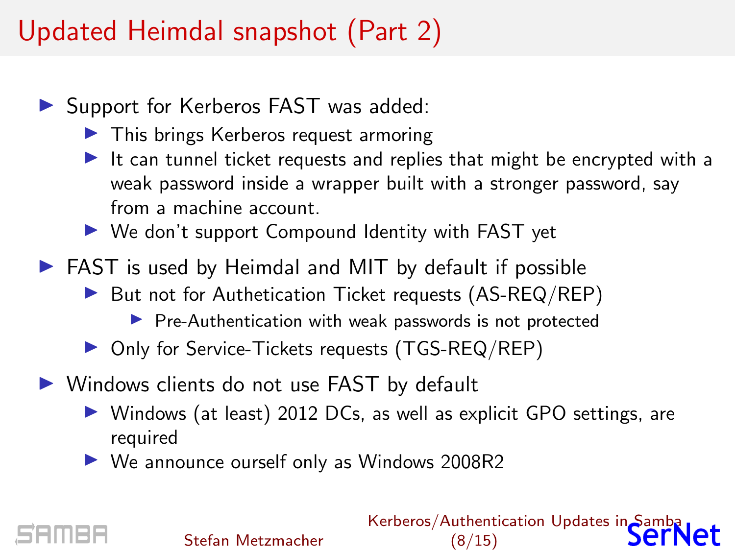# Updated Heimdal snapshot (Part 2)

- Support for Kerberos FAST was added:
  - This brings Kerberos request armoring
  - It can tunnel ticket requests and replies that might be encrypted with a weak password inside a wrapper built with a stronger password, say from a machine account.
  - We don't support Compound Identity with FAST yet
- FAST is used by Heimdal and MIT by default if possible
  - But not for Authetication Ticket requests (AS-REQ/REP)
    - Pre-Authentication with weak passwords is not protected
  - Only for Service-Tickets requests (TGS-REQ/REP)
- Windows clients do not use FAST by default
  - Windows (at least) 2012 DCs, as well as explicit GPO settings, are required
  - We announce ourself only as Windows 2008R2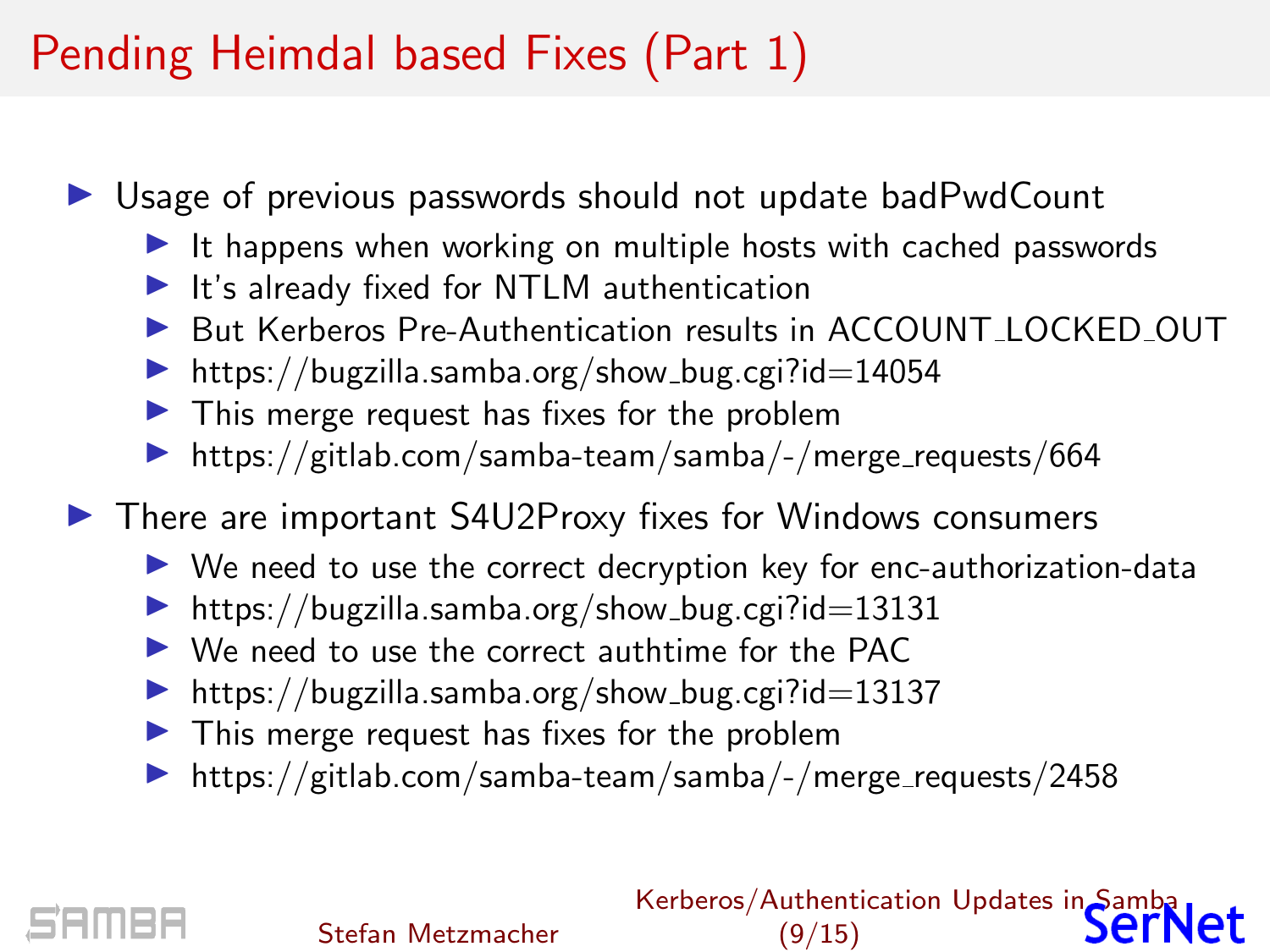# Pending Heimdal based Fixes (Part 1)

- Usage of previous passwords should not update badPwdCount
  - It happens when working on multiple hosts with cached passwords
  - It's already fixed for NTLM authentication
  - But Kerberos Pre-Authentication results in ACCOUNT_LOCKED_OUT
  - https://bugzilla.samba.org/show_bug.cgi?id=14054
  - This merge request has fixes for the problem
  - https://gitlab.com/samba-team/samba/-/merge_requests/664
- There are important S4U2Proxy fixes for Windows consumers
  - We need to use the correct decryption key for enc-authorization-data
  - https://bugzilla.samba.org/show_bug.cgi?id=13131
  - We need to use the correct authtime for the PAC
  - https://bugzilla.samba.org/show_bug.cgi?id=13137
  - This merge request has fixes for the problem
  - https://gitlab.com/samba-team/samba/-/merge_requests/2458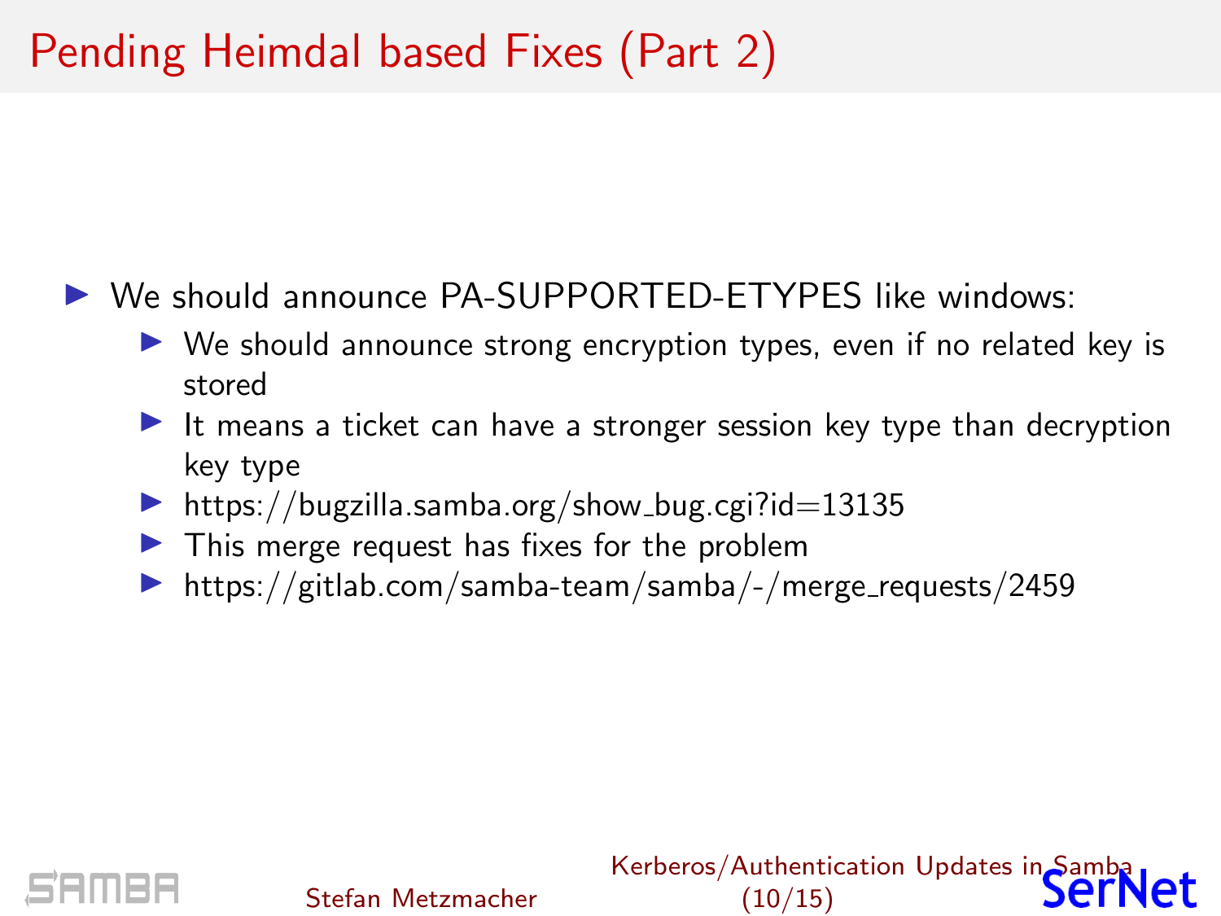# Pending Heimdal based Fixes (Part 2)

- We should announce PA-SUPPORTED-ETYPES like windows:
  - We should announce strong encryption types, even if no related key is stored
  - It means a ticket can have a stronger session key type than decryption key type
  - https://bugzilla.samba.org/show_bug.cgi?id=13135
  - This merge request has fixes for the problem
  - https://gitlab.com/samba-team/samba/-/merge_requests/2459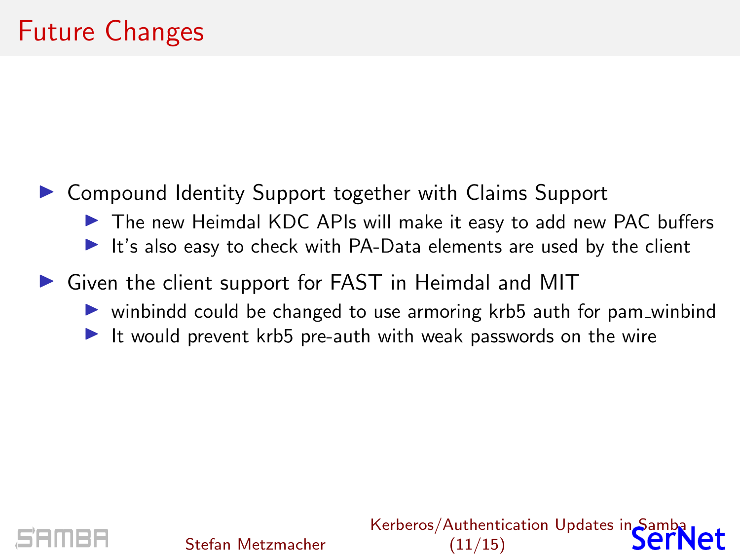# Future Changes

- Compound Identity Support together with Claims Support
  - The new Heimdal KDC APIs will make it easy to add new PAC buffers
  - It's also easy to check with PA-Data elements are used by the client
- Given the client support for FAST in Heimdal and MIT
  - winbindd could be changed to use armoring krb5 auth for pam_winbind
  - It would prevent krb5 pre-auth with weak passwords on the wire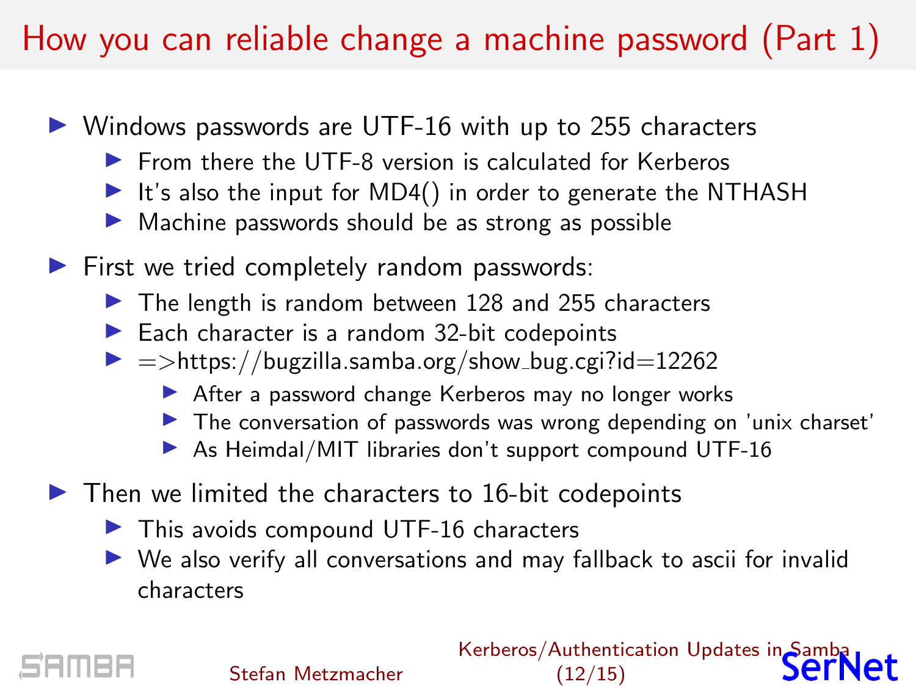# How you can reliable change a machine password (Part 1)

- Windows passwords are UTF-16 with up to 255 characters
  - From there the UTF-8 version is calculated for Kerberos
  - It's also the input for MD4() in order to generate the NTHASH
  - Machine passwords should be as strong as possible
- First we tried completely random passwords:
  - The length is random between 128 and 255 characters
  - Each character is a random 32-bit codepoints
  - =>https://bugzilla.samba.org/show_bug.cgi?id=12262
    - After a password change Kerberos may no longer works
    - The conversation of passwords was wrong depending on 'unix charset'
    - As Heimdal/MIT libraries don't support compound UTF-16
- Then we limited the characters to 16-bit codepoints
  - This avoids compound UTF-16 characters
  - We also verify all conversations and may fallback to ascii for invalid characters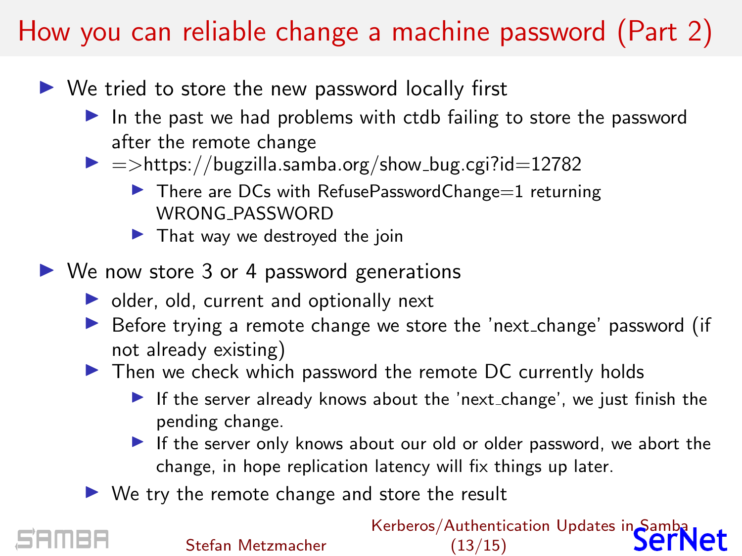# How you can reliable change a machine password (Part 2)

- We tried to store the new password locally first
  - In the past we had problems with ctdb failing to store the password after the remote change
  - =>https://bugzilla.samba.org/show_bug.cgi?id=12782
    - There are DCs with RefusePasswordChange=1 returning WRONG_PASSWORD
    - That way we destroyed the join
- We now store 3 or 4 password generations
  - older, old, current and optionally next
  - Before trying a remote change we store the 'next_change' password (if not already existing)
  - Then we check which password the remote DC currently holds
    - If the server already knows about the 'next_change', we just finish the pending change.
    - If the server only knows about our old or older password, we abort the change, in hope replication latency will fix things up later.
  - We try the remote change and store the result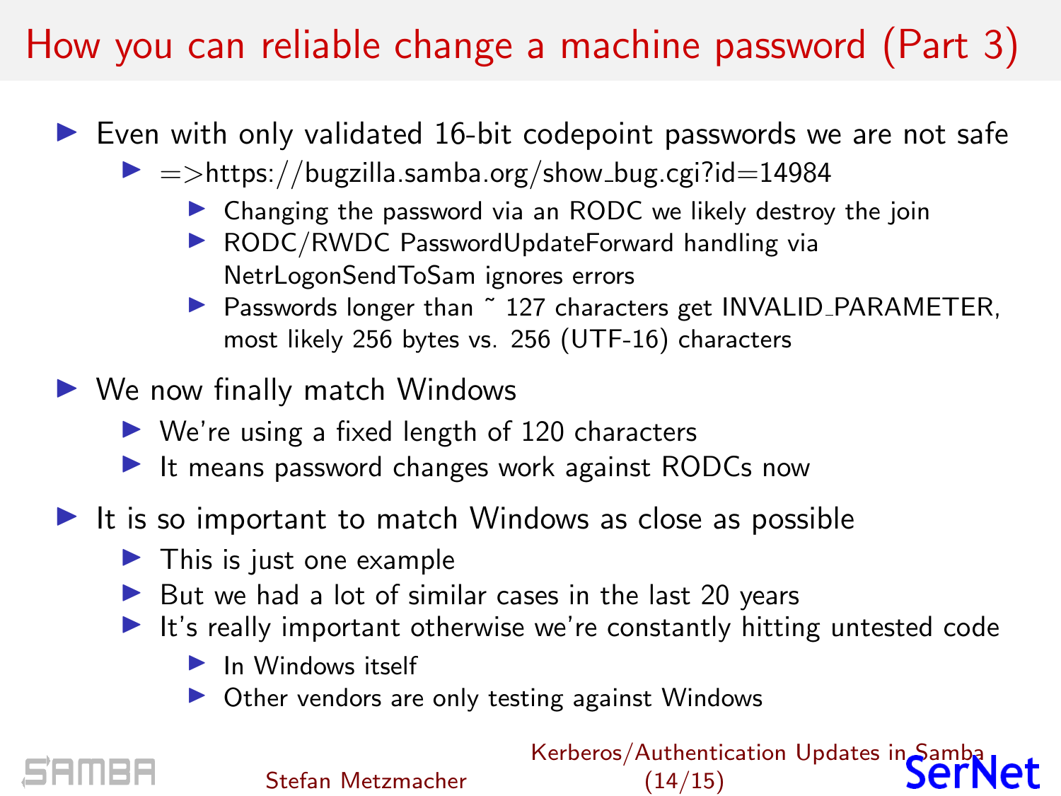# How you can reliable change a machine password (Part 3)

- Even with only validated 16-bit codepoint passwords we are not safe
  - =>https://bugzilla.samba.org/show_bug.cgi?id=14984
    - Changing the password via an RODC we likely destroy the join
    - RODC/RWDC PasswordUpdateForward handling via NetrLogonSendToSam ignores errors
    - Passwords longer than ~ 127 characters get INVALID_PARAMETER, most likely 256 bytes vs. 256 (UTF-16) characters
- We now finally match Windows
  - We're using a fixed length of 120 characters
  - It means password changes work against RODCs now
- It is so important to match Windows as close as possible
  - This is just one example
  - But we had a lot of similar cases in the last 20 years
  - It's really important otherwise we're constantly hitting untested code
    - In Windows itself
    - Other vendors are only testing against Windows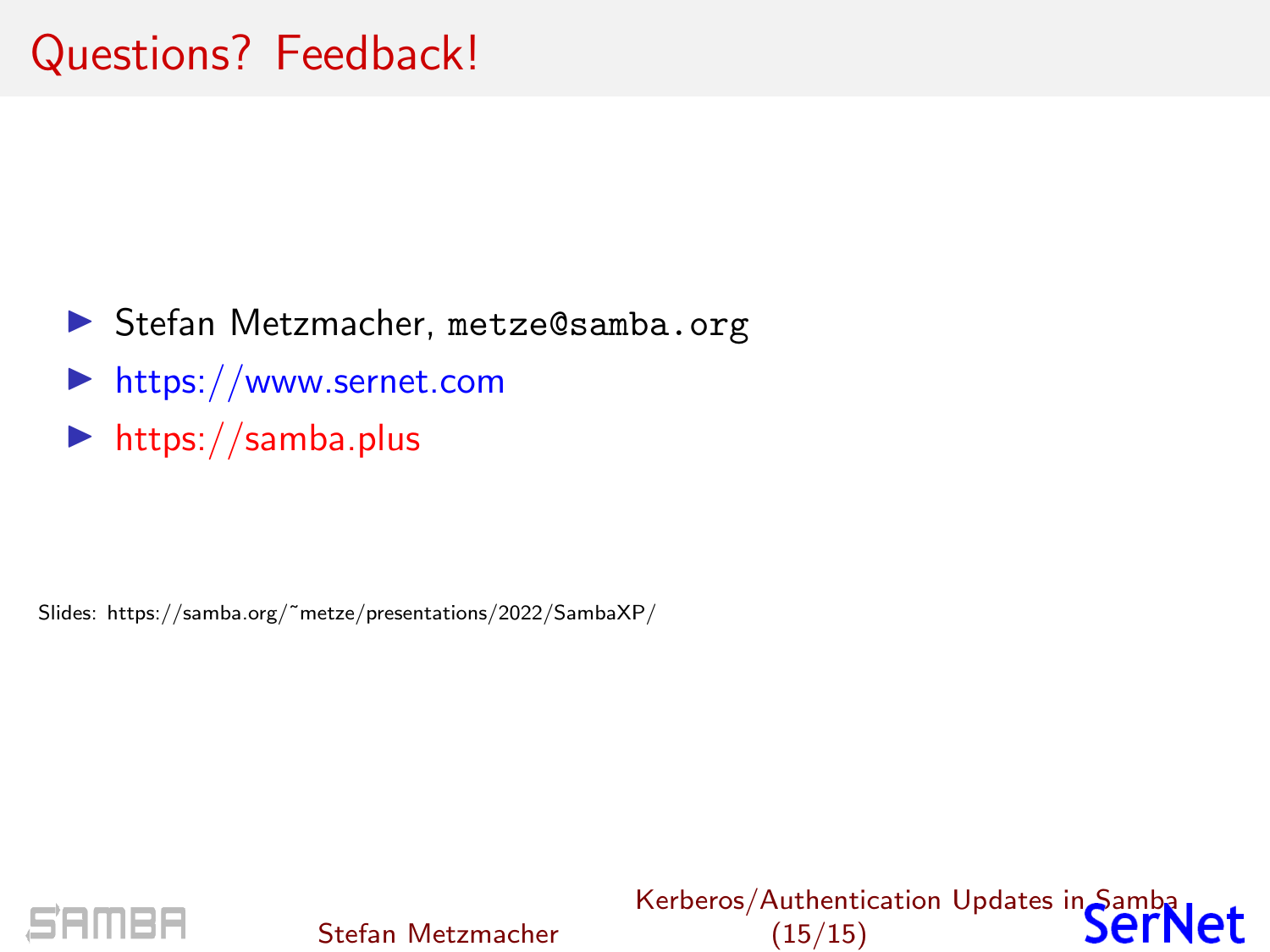# Questions? Feedback!

- Stefan Metzmacher, `metze@samba.org`
- https://www.sernet.com
- https://samba.plus

Slides: https://samba.org/~metze/presentations/2022/SambaXP/